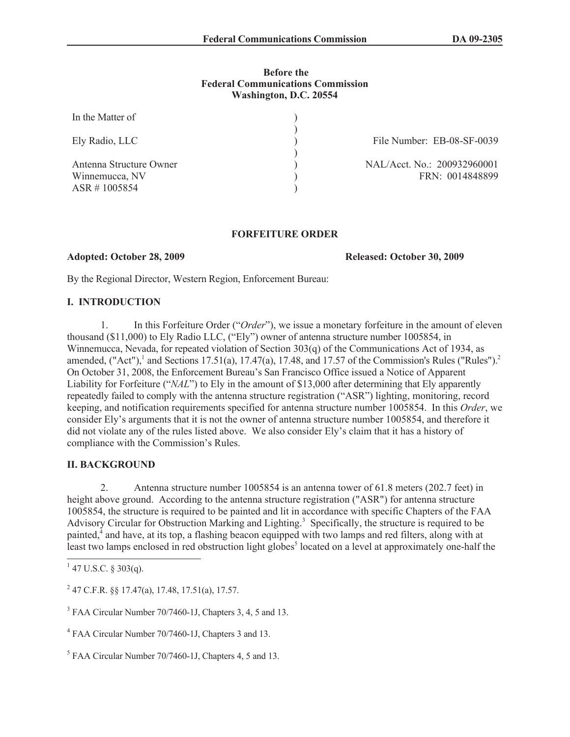**Before the**
**Federal Communications Commission**
**Washington, D.C. 20554**

| | | |
|---|---|---|
| In the Matter of | ) | |
| | ) | |
| Ely Radio, LLC | ) | File Number: EB-08-SF-0039 |
| | ) | |
| Antenna Structure Owner | ) | NAL/Acct. No.: 200932960001 |
| Winnemucca, NV | ) | FRN: 0014848899 |
| ASR # 1005854 | ) | |

**FORFEITURE ORDER**

**Adopted: October 28, 2009** **Released: October 30, 2009**

By the Regional Director, Western Region, Enforcement Bureau:

## I. INTRODUCTION

1. In this Forfeiture Order ("*Order*"), we issue a monetary forfeiture in the amount of eleven thousand ($11,000) to Ely Radio LLC, ("Ely") owner of antenna structure number 1005854, in Winnemucca, Nevada, for repeated violation of Section 303(q) of the Communications Act of 1934, as amended, ("Act"),[1] and Sections 17.51(a), 17.47(a), 17.48, and 17.57 of the Commission's Rules ("Rules").[2] On October 31, 2008, the Enforcement Bureau's San Francisco Office issued a Notice of Apparent Liability for Forfeiture ("*NAL*") to Ely in the amount of $13,000 after determining that Ely apparently repeatedly failed to comply with the antenna structure registration ("ASR") lighting, monitoring, record keeping, and notification requirements specified for antenna structure number 1005854. In this *Order*, we consider Ely's arguments that it is not the owner of antenna structure number 1005854, and therefore it did not violate any of the rules listed above. We also consider Ely's claim that it has a history of compliance with the Commission's Rules.

## II. BACKGROUND

2. Antenna structure number 1005854 is an antenna tower of 61.8 meters (202.7 feet) in height above ground. According to the antenna structure registration ("ASR") for antenna structure 1005854, the structure is required to be painted and lit in accordance with specific Chapters of the FAA Advisory Circular for Obstruction Marking and Lighting.[3] Specifically, the structure is required to be painted,[4] and have, at its top, a flashing beacon equipped with two lamps and red filters, along with at least two lamps enclosed in red obstruction light globes[5] located on a level at approximately one-half the

---

[1] 47 U.S.C. § 303(q).

[2] 47 C.F.R. §§ 17.47(a), 17.48, 17.51(a), 17.57.

[3] FAA Circular Number 70/7460-1J, Chapters 3, 4, 5 and 13.

[4] FAA Circular Number 70/7460-1J, Chapters 3 and 13.

[5] FAA Circular Number 70/7460-1J, Chapters 4, 5 and 13.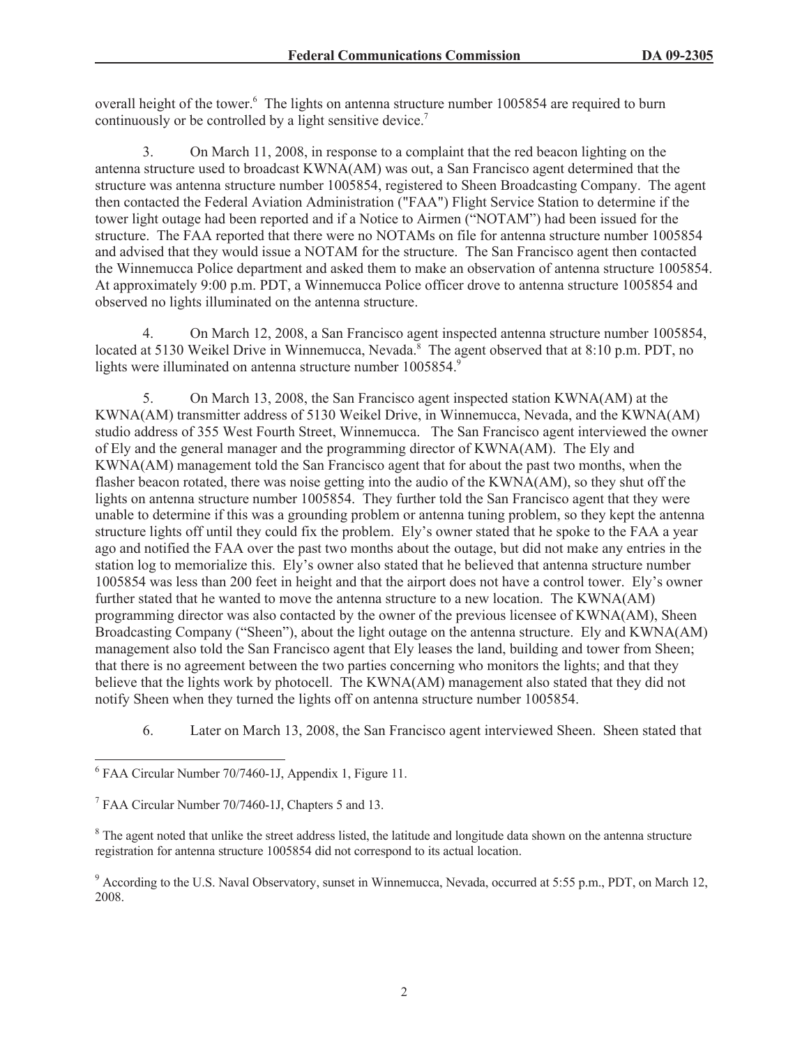overall height of the tower.[6] The lights on antenna structure number 1005854 are required to burn continuously or be controlled by a light sensitive device.[7]

3. On March 11, 2008, in response to a complaint that the red beacon lighting on the antenna structure used to broadcast KWNA(AM) was out, a San Francisco agent determined that the structure was antenna structure number 1005854, registered to Sheen Broadcasting Company. The agent then contacted the Federal Aviation Administration ("FAA") Flight Service Station to determine if the tower light outage had been reported and if a Notice to Airmen ("NOTAM") had been issued for the structure. The FAA reported that there were no NOTAMs on file for antenna structure number 1005854 and advised that they would issue a NOTAM for the structure. The San Francisco agent then contacted the Winnemucca Police department and asked them to make an observation of antenna structure 1005854. At approximately 9:00 p.m. PDT, a Winnemucca Police officer drove to antenna structure 1005854 and observed no lights illuminated on the antenna structure.

4. On March 12, 2008, a San Francisco agent inspected antenna structure number 1005854, located at 5130 Weikel Drive in Winnemucca, Nevada.[8] The agent observed that at 8:10 p.m. PDT, no lights were illuminated on antenna structure number 1005854.[9]

5. On March 13, 2008, the San Francisco agent inspected station KWNA(AM) at the KWNA(AM) transmitter address of 5130 Weikel Drive, in Winnemucca, Nevada, and the KWNA(AM) studio address of 355 West Fourth Street, Winnemucca. The San Francisco agent interviewed the owner of Ely and the general manager and the programming director of KWNA(AM). The Ely and KWNA(AM) management told the San Francisco agent that for about the past two months, when the flasher beacon rotated, there was noise getting into the audio of the KWNA(AM), so they shut off the lights on antenna structure number 1005854. They further told the San Francisco agent that they were unable to determine if this was a grounding problem or antenna tuning problem, so they kept the antenna structure lights off until they could fix the problem. Ely's owner stated that he spoke to the FAA a year ago and notified the FAA over the past two months about the outage, but did not make any entries in the station log to memorialize this. Ely's owner also stated that he believed that antenna structure number 1005854 was less than 200 feet in height and that the airport does not have a control tower. Ely's owner further stated that he wanted to move the antenna structure to a new location. The KWNA(AM) programming director was also contacted by the owner of the previous licensee of KWNA(AM), Sheen Broadcasting Company ("Sheen"), about the light outage on the antenna structure. Ely and KWNA(AM) management also told the San Francisco agent that Ely leases the land, building and tower from Sheen; that there is no agreement between the two parties concerning who monitors the lights; and that they believe that the lights work by photocell. The KWNA(AM) management also stated that they did not notify Sheen when they turned the lights off on antenna structure number 1005854.

6. Later on March 13, 2008, the San Francisco agent interviewed Sheen. Sheen stated that

---

[6] FAA Circular Number 70/7460-1J, Appendix 1, Figure 11.

[7] FAA Circular Number 70/7460-1J, Chapters 5 and 13.

[8] The agent noted that unlike the street address listed, the latitude and longitude data shown on the antenna structure registration for antenna structure 1005854 did not correspond to its actual location.

[9] According to the U.S. Naval Observatory, sunset in Winnemucca, Nevada, occurred at 5:55 p.m., PDT, on March 12, 2008.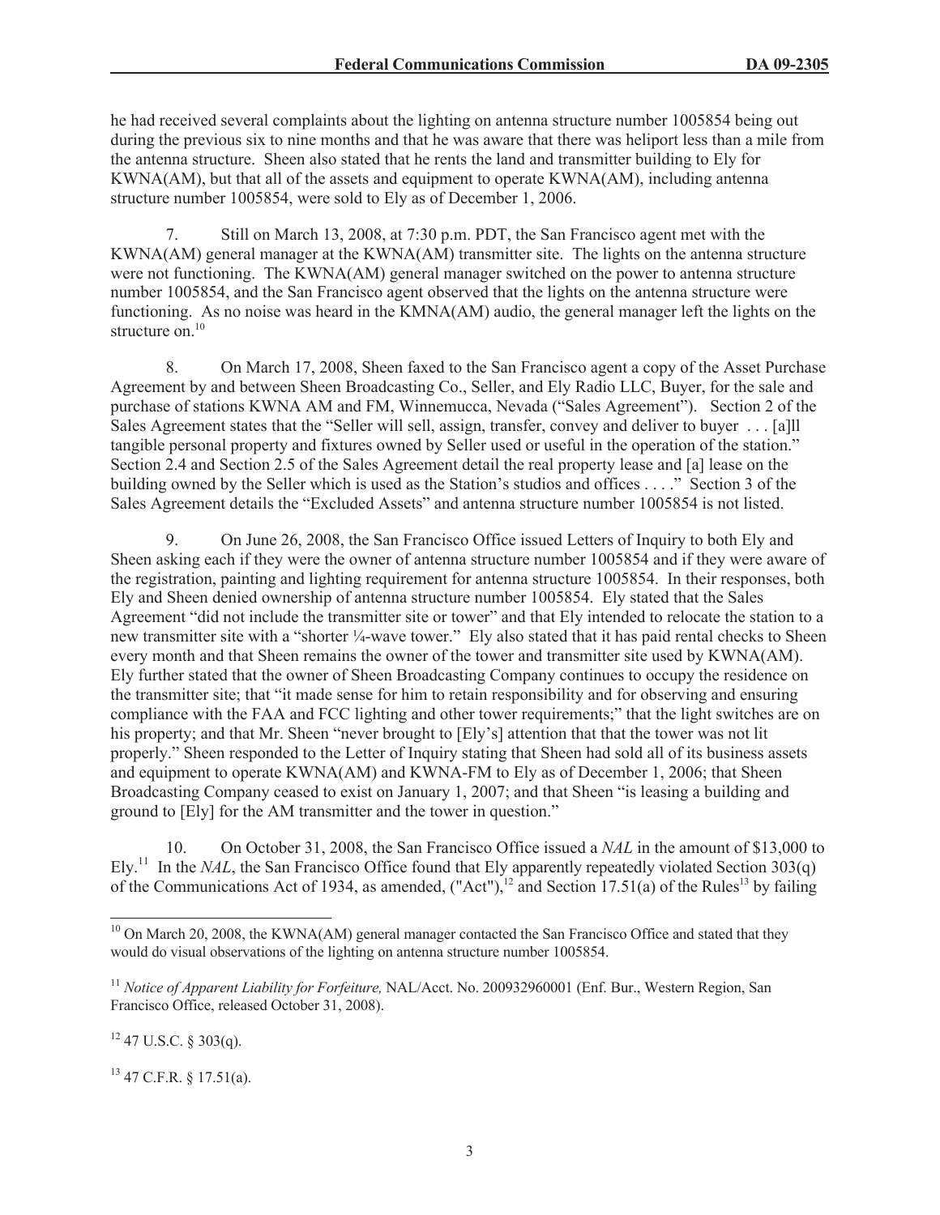he had received several complaints about the lighting on antenna structure number 1005854 being out during the previous six to nine months and that he was aware that there was heliport less than a mile from the antenna structure. Sheen also stated that he rents the land and transmitter building to Ely for KWNA(AM), but that all of the assets and equipment to operate KWNA(AM), including antenna structure number 1005854, were sold to Ely as of December 1, 2006.

7. Still on March 13, 2008, at 7:30 p.m. PDT, the San Francisco agent met with the KWNA(AM) general manager at the KWNA(AM) transmitter site. The lights on the antenna structure were not functioning. The KWNA(AM) general manager switched on the power to antenna structure number 1005854, and the San Francisco agent observed that the lights on the antenna structure were functioning. As no noise was heard in the KMNA(AM) audio, the general manager left the lights on the structure on.[10]

8. On March 17, 2008, Sheen faxed to the San Francisco agent a copy of the Asset Purchase Agreement by and between Sheen Broadcasting Co., Seller, and Ely Radio LLC, Buyer, for the sale and purchase of stations KWNA AM and FM, Winnemucca, Nevada ("Sales Agreement"). Section 2 of the Sales Agreement states that the "Seller will sell, assign, transfer, convey and deliver to buyer . . . [a]ll tangible personal property and fixtures owned by Seller used or useful in the operation of the station." Section 2.4 and Section 2.5 of the Sales Agreement detail the real property lease and [a] lease on the building owned by the Seller which is used as the Station's studios and offices . . . ." Section 3 of the Sales Agreement details the "Excluded Assets" and antenna structure number 1005854 is not listed.

9. On June 26, 2008, the San Francisco Office issued Letters of Inquiry to both Ely and Sheen asking each if they were the owner of antenna structure number 1005854 and if they were aware of the registration, painting and lighting requirement for antenna structure 1005854. In their responses, both Ely and Sheen denied ownership of antenna structure number 1005854. Ely stated that the Sales Agreement "did not include the transmitter site or tower" and that Ely intended to relocate the station to a new transmitter site with a "shorter ¼-wave tower." Ely also stated that it has paid rental checks to Sheen every month and that Sheen remains the owner of the tower and transmitter site used by KWNA(AM). Ely further stated that the owner of Sheen Broadcasting Company continues to occupy the residence on the transmitter site; that "it made sense for him to retain responsibility and for observing and ensuring compliance with the FAA and FCC lighting and other tower requirements;" that the light switches are on his property; and that Mr. Sheen "never brought to [Ely's] attention that that the tower was not lit properly." Sheen responded to the Letter of Inquiry stating that Sheen had sold all of its business assets and equipment to operate KWNA(AM) and KWNA-FM to Ely as of December 1, 2006; that Sheen Broadcasting Company ceased to exist on January 1, 2007; and that Sheen "is leasing a building and ground to [Ely] for the AM transmitter and the tower in question."

10. On October 31, 2008, the San Francisco Office issued a *NAL* in the amount of $13,000 to Ely.[11] In the *NAL*, the San Francisco Office found that Ely apparently repeatedly violated Section 303(q) of the Communications Act of 1934, as amended, ("Act"),[12] and Section 17.51(a) of the Rules[13] by failing

---

[10] On March 20, 2008, the KWNA(AM) general manager contacted the San Francisco Office and stated that they would do visual observations of the lighting on antenna structure number 1005854.

[11] *Notice of Apparent Liability for Forfeiture,* NAL/Acct. No. 200932960001 (Enf. Bur., Western Region, San Francisco Office, released October 31, 2008).

[12] 47 U.S.C. § 303(q).

[13] 47 C.F.R. § 17.51(a).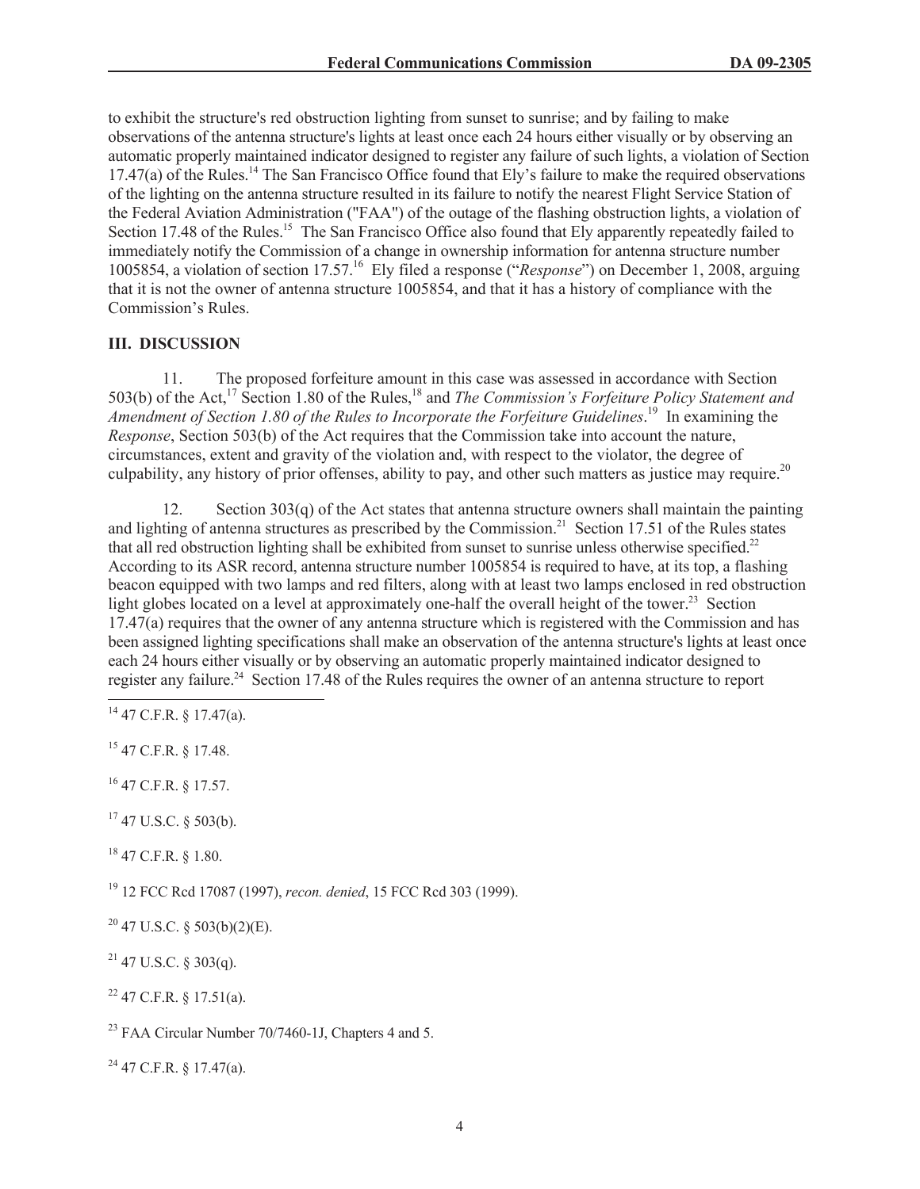to exhibit the structure's red obstruction lighting from sunset to sunrise; and by failing to make observations of the antenna structure's lights at least once each 24 hours either visually or by observing an automatic properly maintained indicator designed to register any failure of such lights, a violation of Section 17.47(a) of the Rules.[14] The San Francisco Office found that Ely's failure to make the required observations of the lighting on the antenna structure resulted in its failure to notify the nearest Flight Service Station of the Federal Aviation Administration ("FAA") of the outage of the flashing obstruction lights, a violation of Section 17.48 of the Rules.[15] The San Francisco Office also found that Ely apparently repeatedly failed to immediately notify the Commission of a change in ownership information for antenna structure number 1005854, a violation of section 17.57.[16] Ely filed a response ("*Response*") on December 1, 2008, arguing that it is not the owner of antenna structure 1005854, and that it has a history of compliance with the Commission's Rules.

## III. DISCUSSION

11. The proposed forfeiture amount in this case was assessed in accordance with Section 503(b) of the Act,[17] Section 1.80 of the Rules,[18] and *The Commission's Forfeiture Policy Statement and Amendment of Section 1.80 of the Rules to Incorporate the Forfeiture Guidelines*.[19] In examining the *Response*, Section 503(b) of the Act requires that the Commission take into account the nature, circumstances, extent and gravity of the violation and, with respect to the violator, the degree of culpability, any history of prior offenses, ability to pay, and other such matters as justice may require.[20]

12. Section 303(q) of the Act states that antenna structure owners shall maintain the painting and lighting of antenna structures as prescribed by the Commission.[21] Section 17.51 of the Rules states that all red obstruction lighting shall be exhibited from sunset to sunrise unless otherwise specified.[22] According to its ASR record, antenna structure number 1005854 is required to have, at its top, a flashing beacon equipped with two lamps and red filters, along with at least two lamps enclosed in red obstruction light globes located on a level at approximately one-half the overall height of the tower.[23] Section 17.47(a) requires that the owner of any antenna structure which is registered with the Commission and has been assigned lighting specifications shall make an observation of the antenna structure's lights at least once each 24 hours either visually or by observing an automatic properly maintained indicator designed to register any failure.[24] Section 17.48 of the Rules requires the owner of an antenna structure to report

---

[14] 47 C.F.R. § 17.47(a).

[15] 47 C.F.R. § 17.48.

[16] 47 C.F.R. § 17.57.

[17] 47 U.S.C. § 503(b).

[18] 47 C.F.R. § 1.80.

[19] 12 FCC Rcd 17087 (1997), *recon. denied*, 15 FCC Rcd 303 (1999).

[20] 47 U.S.C. § 503(b)(2)(E).

[21] 47 U.S.C. § 303(q).

[22] 47 C.F.R. § 17.51(a).

[23] FAA Circular Number 70/7460-1J, Chapters 4 and 5.

[24] 47 C.F.R. § 17.47(a).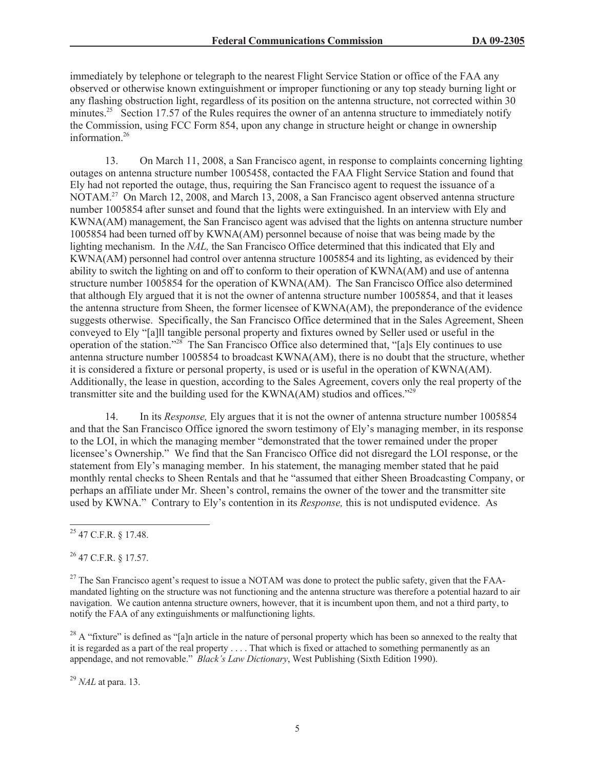immediately by telephone or telegraph to the nearest Flight Service Station or office of the FAA any observed or otherwise known extinguishment or improper functioning or any top steady burning light or any flashing obstruction light, regardless of its position on the antenna structure, not corrected within 30 minutes.[25] Section 17.57 of the Rules requires the owner of an antenna structure to immediately notify the Commission, using FCC Form 854, upon any change in structure height or change in ownership information.[26]

13. On March 11, 2008, a San Francisco agent, in response to complaints concerning lighting outages on antenna structure number 1005458, contacted the FAA Flight Service Station and found that Ely had not reported the outage, thus, requiring the San Francisco agent to request the issuance of a NOTAM.[27] On March 12, 2008, and March 13, 2008, a San Francisco agent observed antenna structure number 1005854 after sunset and found that the lights were extinguished. In an interview with Ely and KWNA(AM) management, the San Francisco agent was advised that the lights on antenna structure number 1005854 had been turned off by KWNA(AM) personnel because of noise that was being made by the lighting mechanism. In the *NAL,* the San Francisco Office determined that this indicated that Ely and KWNA(AM) personnel had control over antenna structure 1005854 and its lighting, as evidenced by their ability to switch the lighting on and off to conform to their operation of KWNA(AM) and use of antenna structure number 1005854 for the operation of KWNA(AM). The San Francisco Office also determined that although Ely argued that it is not the owner of antenna structure number 1005854, and that it leases the antenna structure from Sheen, the former licensee of KWNA(AM), the preponderance of the evidence suggests otherwise. Specifically, the San Francisco Office determined that in the Sales Agreement, Sheen conveyed to Ely "[a]ll tangible personal property and fixtures owned by Seller used or useful in the operation of the station."[28] The San Francisco Office also determined that, "[a]s Ely continues to use antenna structure number 1005854 to broadcast KWNA(AM), there is no doubt that the structure, whether it is considered a fixture or personal property, is used or is useful in the operation of KWNA(AM). Additionally, the lease in question, according to the Sales Agreement, covers only the real property of the transmitter site and the building used for the KWNA(AM) studios and offices."[29]

14. In its *Response,* Ely argues that it is not the owner of antenna structure number 1005854 and that the San Francisco Office ignored the sworn testimony of Ely's managing member, in its response to the LOI, in which the managing member "demonstrated that the tower remained under the proper licensee's Ownership." We find that the San Francisco Office did not disregard the LOI response, or the statement from Ely's managing member. In his statement, the managing member stated that he paid monthly rental checks to Sheen Rentals and that he "assumed that either Sheen Broadcasting Company, or perhaps an affiliate under Mr. Sheen's control, remains the owner of the tower and the transmitter site used by KWNA." Contrary to Ely's contention in its *Response,* this is not undisputed evidence. As

---

[25] 47 C.F.R. § 17.48.

[26] 47 C.F.R. § 17.57.

[27] The San Francisco agent's request to issue a NOTAM was done to protect the public safety, given that the FAA-mandated lighting on the structure was not functioning and the antenna structure was therefore a potential hazard to air navigation. We caution antenna structure owners, however, that it is incumbent upon them, and not a third party, to notify the FAA of any extinguishments or malfunctioning lights.

[28] A "fixture" is defined as "[a]n article in the nature of personal property which has been so annexed to the realty that it is regarded as a part of the real property . . . . That which is fixed or attached to something permanently as an appendage, and not removable." *Black's Law Dictionary*, West Publishing (Sixth Edition 1990).

[29] *NAL* at para. 13.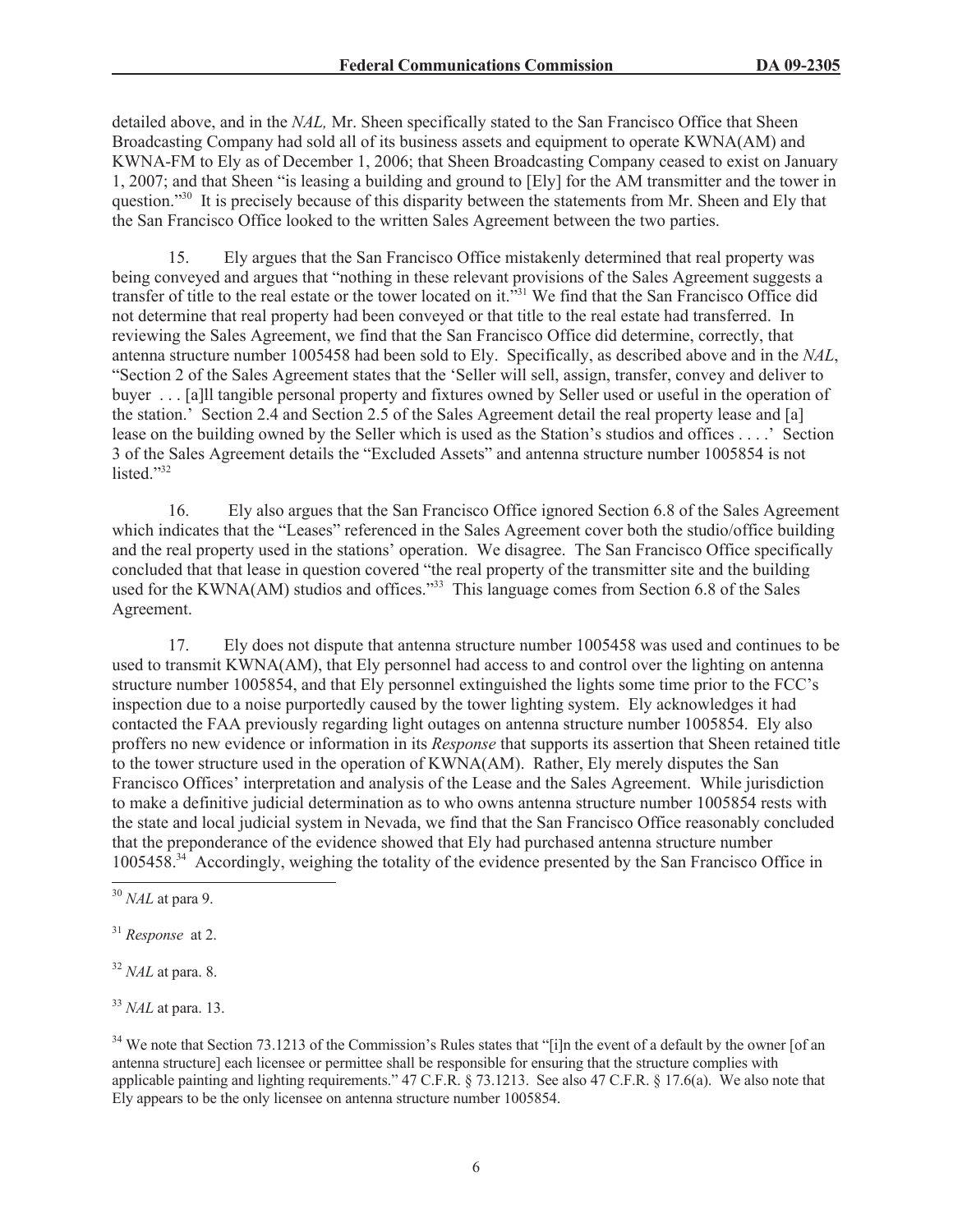detailed above, and in the *NAL,* Mr. Sheen specifically stated to the San Francisco Office that Sheen Broadcasting Company had sold all of its business assets and equipment to operate KWNA(AM) and KWNA-FM to Ely as of December 1, 2006; that Sheen Broadcasting Company ceased to exist on January 1, 2007; and that Sheen "is leasing a building and ground to [Ely] for the AM transmitter and the tower in question."[30] It is precisely because of this disparity between the statements from Mr. Sheen and Ely that the San Francisco Office looked to the written Sales Agreement between the two parties.

15. Ely argues that the San Francisco Office mistakenly determined that real property was being conveyed and argues that "nothing in these relevant provisions of the Sales Agreement suggests a transfer of title to the real estate or the tower located on it."[31] We find that the San Francisco Office did not determine that real property had been conveyed or that title to the real estate had transferred. In reviewing the Sales Agreement, we find that the San Francisco Office did determine, correctly, that antenna structure number 1005458 had been sold to Ely. Specifically, as described above and in the *NAL*, "Section 2 of the Sales Agreement states that the 'Seller will sell, assign, transfer, convey and deliver to buyer . . . [a]ll tangible personal property and fixtures owned by Seller used or useful in the operation of the station.' Section 2.4 and Section 2.5 of the Sales Agreement detail the real property lease and [a] lease on the building owned by the Seller which is used as the Station's studios and offices . . . .' Section 3 of the Sales Agreement details the "Excluded Assets" and antenna structure number 1005854 is not listed."[32]

16. Ely also argues that the San Francisco Office ignored Section 6.8 of the Sales Agreement which indicates that the "Leases" referenced in the Sales Agreement cover both the studio/office building and the real property used in the stations' operation. We disagree. The San Francisco Office specifically concluded that that lease in question covered "the real property of the transmitter site and the building used for the KWNA(AM) studios and offices."[33] This language comes from Section 6.8 of the Sales Agreement.

17. Ely does not dispute that antenna structure number 1005458 was used and continues to be used to transmit KWNA(AM), that Ely personnel had access to and control over the lighting on antenna structure number 1005854, and that Ely personnel extinguished the lights some time prior to the FCC's inspection due to a noise purportedly caused by the tower lighting system. Ely acknowledges it had contacted the FAA previously regarding light outages on antenna structure number 1005854. Ely also proffers no new evidence or information in its *Response* that supports its assertion that Sheen retained title to the tower structure used in the operation of KWNA(AM). Rather, Ely merely disputes the San Francisco Offices' interpretation and analysis of the Lease and the Sales Agreement. While jurisdiction to make a definitive judicial determination as to who owns antenna structure number 1005854 rests with the state and local judicial system in Nevada, we find that the San Francisco Office reasonably concluded that the preponderance of the evidence showed that Ely had purchased antenna structure number 1005458.[34] Accordingly, weighing the totality of the evidence presented by the San Francisco Office in

---

[30] *NAL* at para 9.

[31] *Response* at 2.

[32] *NAL* at para. 8.

[33] *NAL* at para. 13.

[34] We note that Section 73.1213 of the Commission's Rules states that "[i]n the event of a default by the owner [of an antenna structure] each licensee or permittee shall be responsible for ensuring that the structure complies with applicable painting and lighting requirements." 47 C.F.R. § 73.1213. See also 47 C.F.R. § 17.6(a). We also note that Ely appears to be the only licensee on antenna structure number 1005854.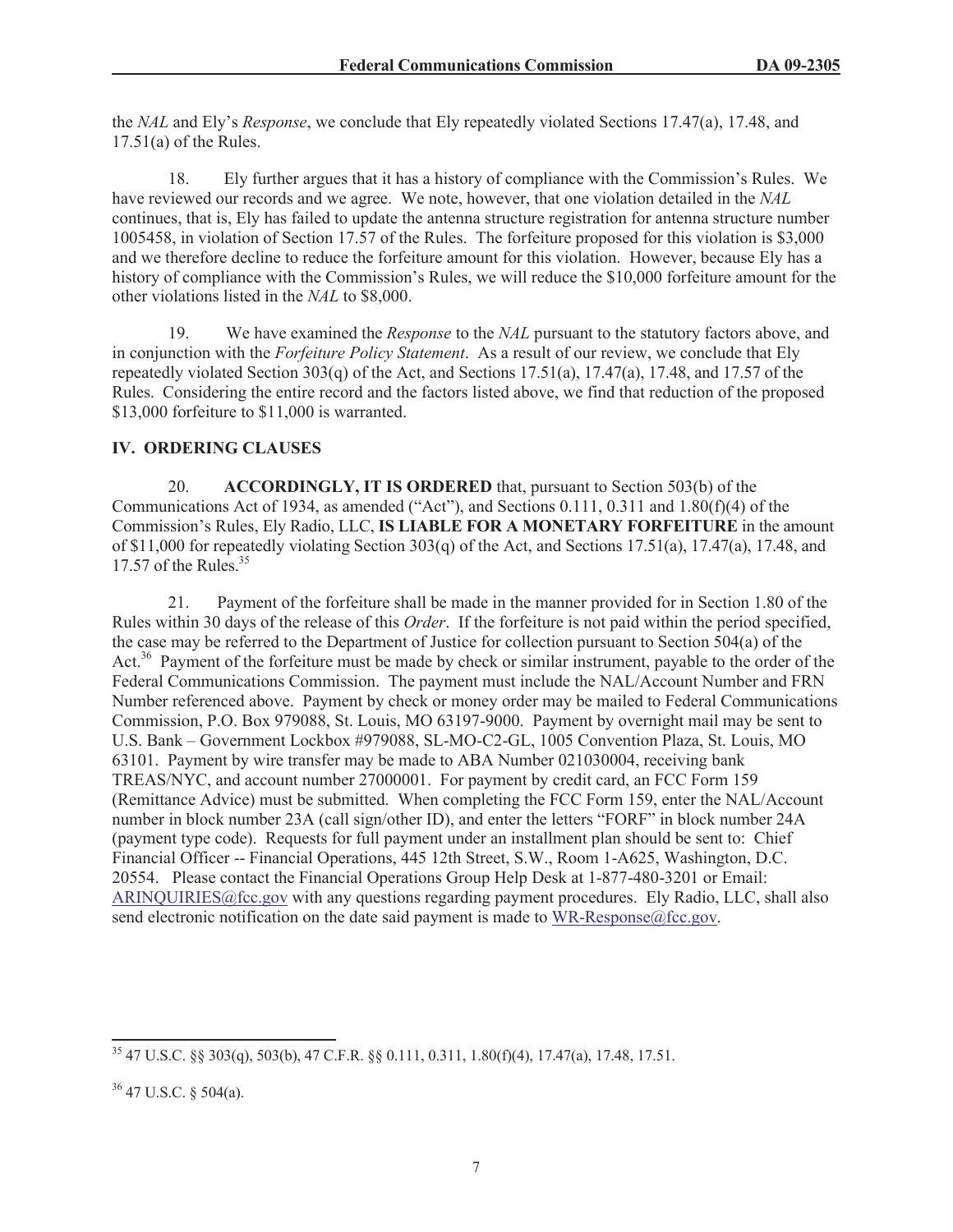the *NAL* and Ely's *Response*, we conclude that Ely repeatedly violated Sections 17.47(a), 17.48, and 17.51(a) of the Rules.

18. Ely further argues that it has a history of compliance with the Commission's Rules. We have reviewed our records and we agree. We note, however, that one violation detailed in the *NAL* continues, that is, Ely has failed to update the antenna structure registration for antenna structure number 1005458, in violation of Section 17.57 of the Rules. The forfeiture proposed for this violation is $3,000 and we therefore decline to reduce the forfeiture amount for this violation. However, because Ely has a history of compliance with the Commission's Rules, we will reduce the $10,000 forfeiture amount for the other violations listed in the *NAL* to $8,000.

19. We have examined the *Response* to the *NAL* pursuant to the statutory factors above, and in conjunction with the *Forfeiture Policy Statement*. As a result of our review, we conclude that Ely repeatedly violated Section 303(q) of the Act, and Sections 17.51(a), 17.47(a), 17.48, and 17.57 of the Rules. Considering the entire record and the factors listed above, we find that reduction of the proposed $13,000 forfeiture to $11,000 is warranted.

## IV. ORDERING CLAUSES

20. **ACCORDINGLY, IT IS ORDERED** that, pursuant to Section 503(b) of the Communications Act of 1934, as amended ("Act"), and Sections 0.111, 0.311 and 1.80(f)(4) of the Commission's Rules, Ely Radio, LLC, **IS LIABLE FOR A MONETARY FORFEITURE** in the amount of $11,000 for repeatedly violating Section 303(q) of the Act, and Sections 17.51(a), 17.47(a), 17.48, and 17.57 of the Rules.[35]

21. Payment of the forfeiture shall be made in the manner provided for in Section 1.80 of the Rules within 30 days of the release of this *Order*. If the forfeiture is not paid within the period specified, the case may be referred to the Department of Justice for collection pursuant to Section 504(a) of the Act.[36] Payment of the forfeiture must be made by check or similar instrument, payable to the order of the Federal Communications Commission. The payment must include the NAL/Account Number and FRN Number referenced above. Payment by check or money order may be mailed to Federal Communications Commission, P.O. Box 979088, St. Louis, MO 63197-9000. Payment by overnight mail may be sent to U.S. Bank – Government Lockbox #979088, SL-MO-C2-GL, 1005 Convention Plaza, St. Louis, MO 63101. Payment by wire transfer may be made to ABA Number 021030004, receiving bank TREAS/NYC, and account number 27000001. For payment by credit card, an FCC Form 159 (Remittance Advice) must be submitted. When completing the FCC Form 159, enter the NAL/Account number in block number 23A (call sign/other ID), and enter the letters "FORF" in block number 24A (payment type code). Requests for full payment under an installment plan should be sent to: Chief Financial Officer -- Financial Operations, 445 12th Street, S.W., Room 1-A625, Washington, D.C. 20554. Please contact the Financial Operations Group Help Desk at 1-877-480-3201 or Email: ARINQUIRIES@fcc.gov with any questions regarding payment procedures. Ely Radio, LLC, shall also send electronic notification on the date said payment is made to WR-Response@fcc.gov.

---

[35] 47 U.S.C. §§ 303(q), 503(b), 47 C.F.R. §§ 0.111, 0.311, 1.80(f)(4), 17.47(a), 17.48, 17.51.

[36] 47 U.S.C. § 504(a).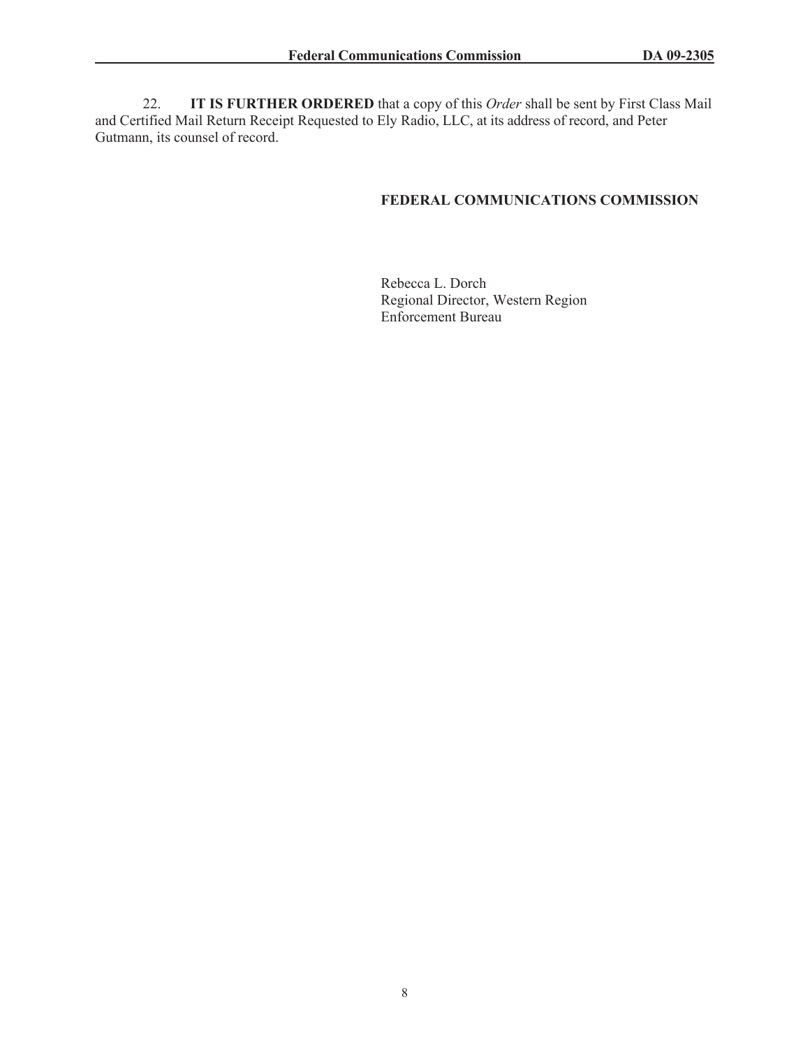22. **IT IS FURTHER ORDERED** that a copy of this *Order* shall be sent by First Class Mail and Certified Mail Return Receipt Requested to Ely Radio, LLC, at its address of record, and Peter Gutmann, its counsel of record.

**FEDERAL COMMUNICATIONS COMMISSION**

Rebecca L. Dorch
Regional Director, Western Region
Enforcement Bureau